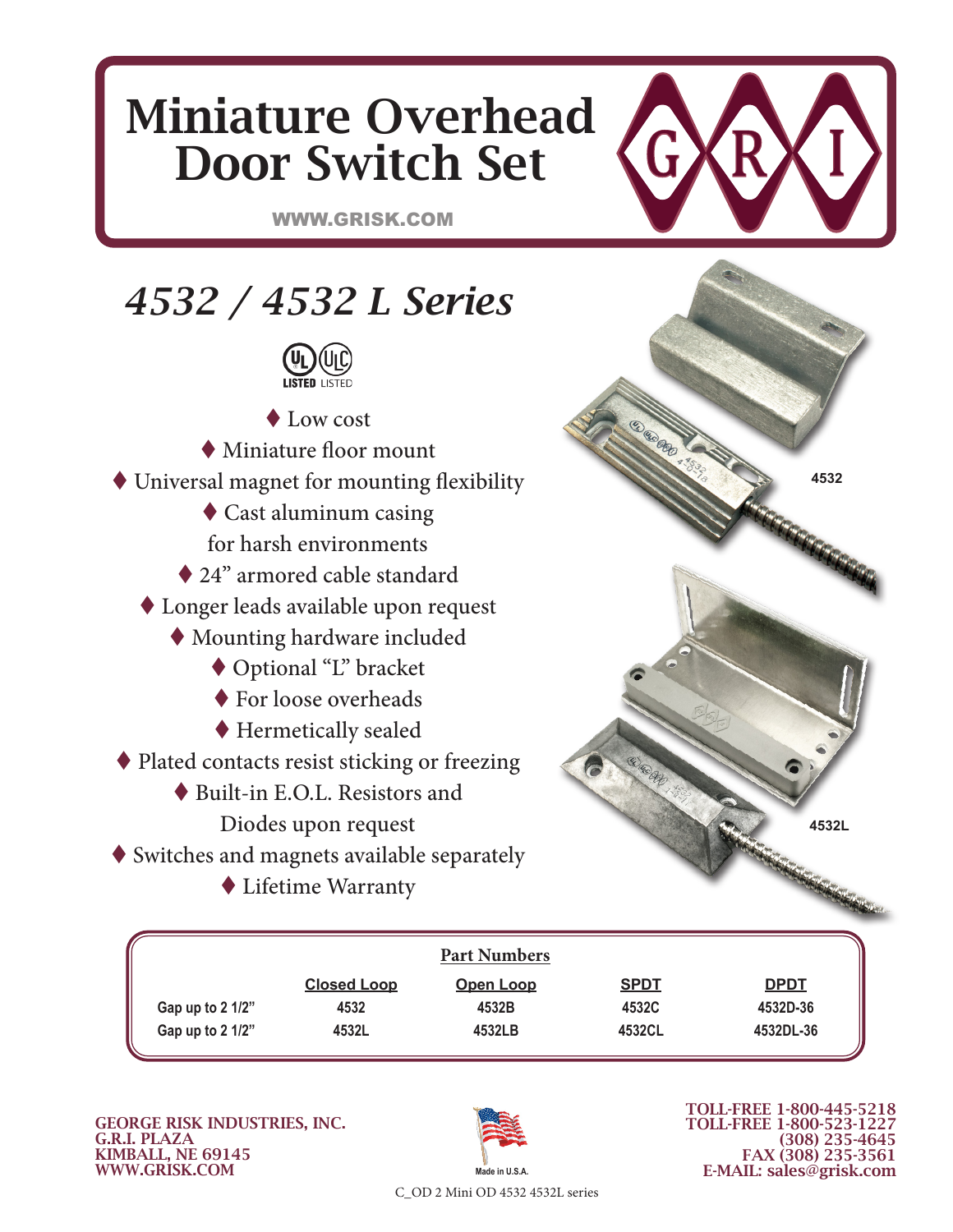# Miniature Overhead Door Switch Set

WWW.GRISK.COM

G R I

## *4532 / 4532 L Series*

UL LISTED ULC LISTED

- Low cost
- Miniature floor mount
- Universal magnet for mounting flexibility
- Cast aluminum casing for harsh environments
- 24” armored cable standard
- Longer leads available upon request
- Mounting hardware included
- Optional “L” bracket
- For loose overheads
- Hermetically sealed
- Plated contacts resist sticking or freezing
- Built-in E.O.L. Resistors and Diodes upon request
- Switches and magnets available separately
- Lifetime Warranty

4532

4532L

**Part Numbers**

| | Closed Loop | Open Loop | SPDT | DPDT |
|---|---|---|---|---|
| Gap up to 2 1/2” | 4532 | 4532B | 4532C | 4532D-36 |
| Gap up to 2 1/2” | 4532L | 4532LB | 4532CL | 4532DL-36 |

**GEORGE RISK INDUSTRIES, INC.**
**G.R.I. PLAZA**
**KIMBALL, NE 69145**
**WWW.GRISK.COM**

Made in U.S.A.

**TOLL-FREE 1-800-445-5218**
**TOLL-FREE 1-800-523-1227**
**(308) 235-4645**
**FAX (308) 235-3561**
**E-MAIL: sales@grisk.com**

C_OD 2 Mini OD 4532 4532L series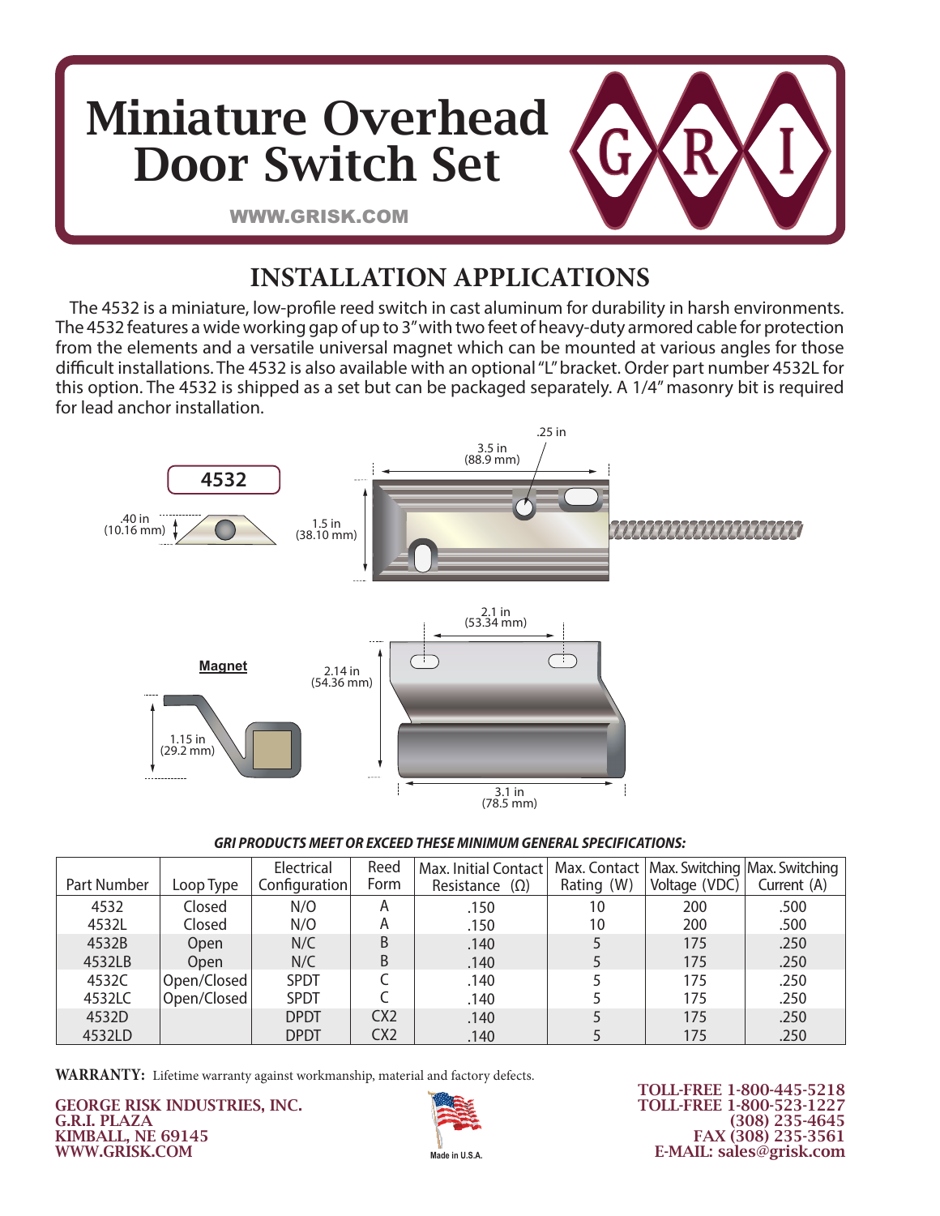# Miniature Overhead Door Switch Set

WWW.GRISK.COM

## INSTALLATION APPLICATIONS

The 4532 is a miniature, low-profile reed switch in cast aluminum for durability in harsh environments. The 4532 features a wide working gap of up to 3" with two feet of heavy-duty armored cable for protection from the elements and a versatile universal magnet which can be mounted at various angles for those difficult installations. The 4532 is also available with an optional "L" bracket. Order part number 4532L for this option. The 4532 is shipped as a set but can be packaged separately. A 1/4" masonry bit is required for lead anchor installation.

4532

.40 in (10.16 mm)

1.5 in (38.10 mm)

3.5 in (88.9 mm)

.25 in

Magnet

1.15 in (29.2 mm)

2.14 in (54.36 mm)

2.1 in (53.34 mm)

3.1 in (78.5 mm)

***GRI PRODUCTS MEET OR EXCEED THESE MINIMUM GENERAL SPECIFICATIONS:***

| Part Number | Loop Type | Electrical Configuration | Reed Form | Max. Initial Contact Resistance (Ω) | Max. Contact Rating (W) | Max. Switching Voltage (VDC) | Max. Switching Current (A) |
|---|---|---|---|---|---|---|---|
| 4532 | Closed | N/O | A | .150 | 10 | 200 | .500 |
| 4532L | Closed | N/O | A | .150 | 10 | 200 | .500 |
| 4532B | Open | N/C | B | .140 | 5 | 175 | .250 |
| 4532LB | Open | N/C | B | .140 | 5 | 175 | .250 |
| 4532C | Open/Closed | SPDT | C | .140 | 5 | 175 | .250 |
| 4532LC | Open/Closed | SPDT | C | .140 | 5 | 175 | .250 |
| 4532D | | DPDT | CX2 | .140 | 5 | 175 | .250 |
| 4532LD | | DPDT | CX2 | .140 | 5 | 175 | .250 |

**WARRANTY:** Lifetime warranty against workmanship, material and factory defects.

**GEORGE RISK INDUSTRIES, INC.**
**G.R.I. PLAZA**
**KIMBALL, NE 69145**
**WWW.GRISK.COM**

Made in U.S.A.

**TOLL-FREE 1-800-445-5218**
**TOLL-FREE 1-800-523-1227**
**(308) 235-4645**
**FAX (308) 235-3561**
**E-MAIL: sales@grisk.com**